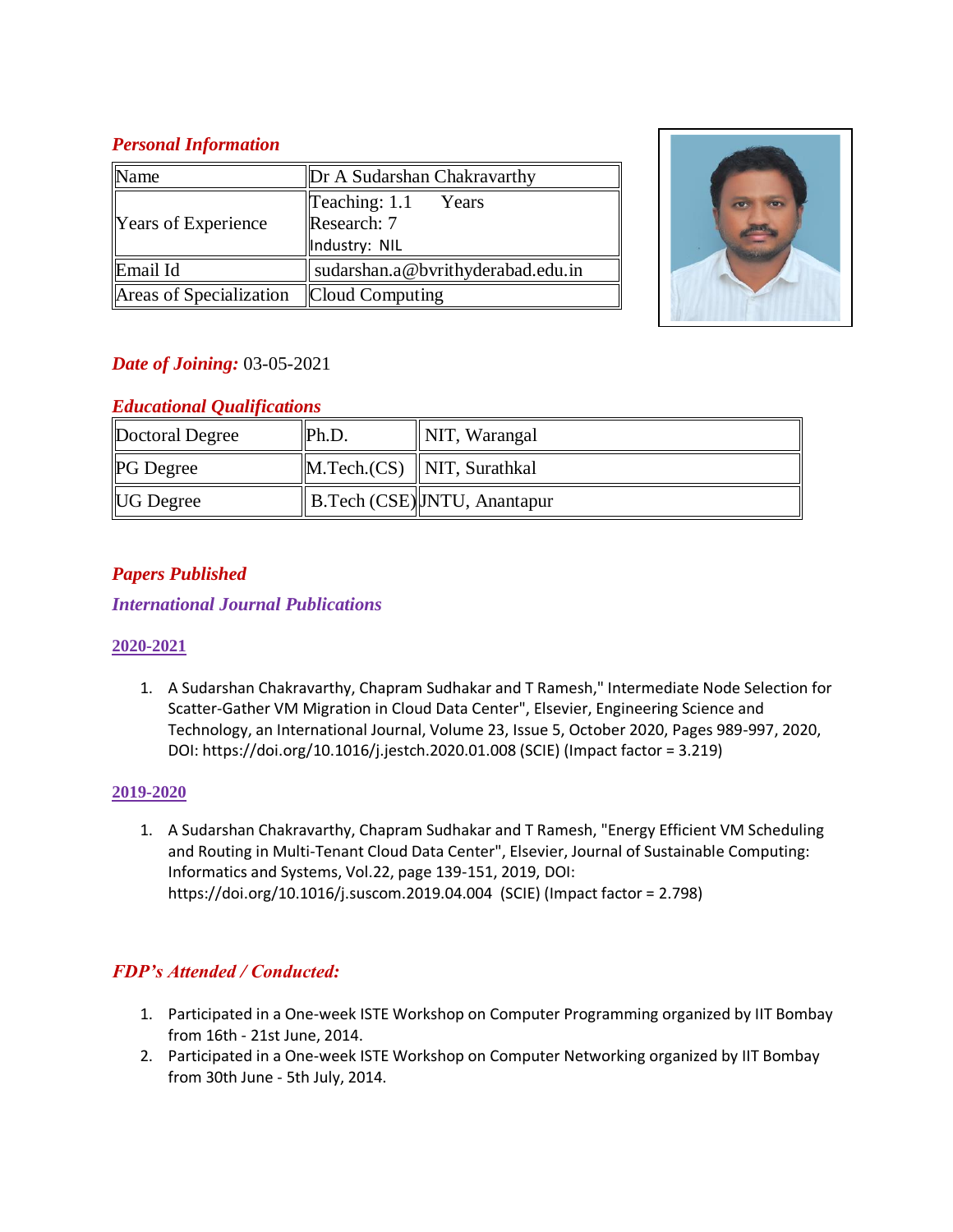## *Personal Information*

| Name | Dr A Sudarshan Chakravarthy |
|---|---|
| Years of Experience | Teaching: 1.1 Years<br>Research: 7<br>Industry: NIL |
| Email Id | sudarshan.a@bvrithyderabad.edu.in |
| Areas of Specialization | Cloud Computing |

***Date of Joining:*** 03-05-2021

## *Educational Qualifications*

| Doctoral Degree | Ph.D. | NIT, Warangal |
|---|---|---|
| PG Degree | M.Tech.(CS) | NIT, Surathkal |
| UG Degree | B.Tech (CSE) | JNTU, Anantapur |

## *Papers Published*

### *International Journal Publications*

**2020-2021**

1. A Sudarshan Chakravarthy, Chapram Sudhakar and T Ramesh," Intermediate Node Selection for Scatter-Gather VM Migration in Cloud Data Center", Elsevier, Engineering Science and Technology, an International Journal, Volume 23, Issue 5, October 2020, Pages 989-997, 2020, DOI: https://doi.org/10.1016/j.jestch.2020.01.008 (SCIE) (Impact factor = 3.219)

**2019-2020**

1. A Sudarshan Chakravarthy, Chapram Sudhakar and T Ramesh, "Energy Efficient VM Scheduling and Routing in Multi-Tenant Cloud Data Center", Elsevier, Journal of Sustainable Computing: Informatics and Systems, Vol.22, page 139-151, 2019, DOI: https://doi.org/10.1016/j.suscom.2019.04.004 (SCIE) (Impact factor = 2.798)

## *FDP's Attended / Conducted:*

1. Participated in a One-week ISTE Workshop on Computer Programming organized by IIT Bombay from 16th - 21st June, 2014.
2. Participated in a One-week ISTE Workshop on Computer Networking organized by IIT Bombay from 30th June - 5th July, 2014.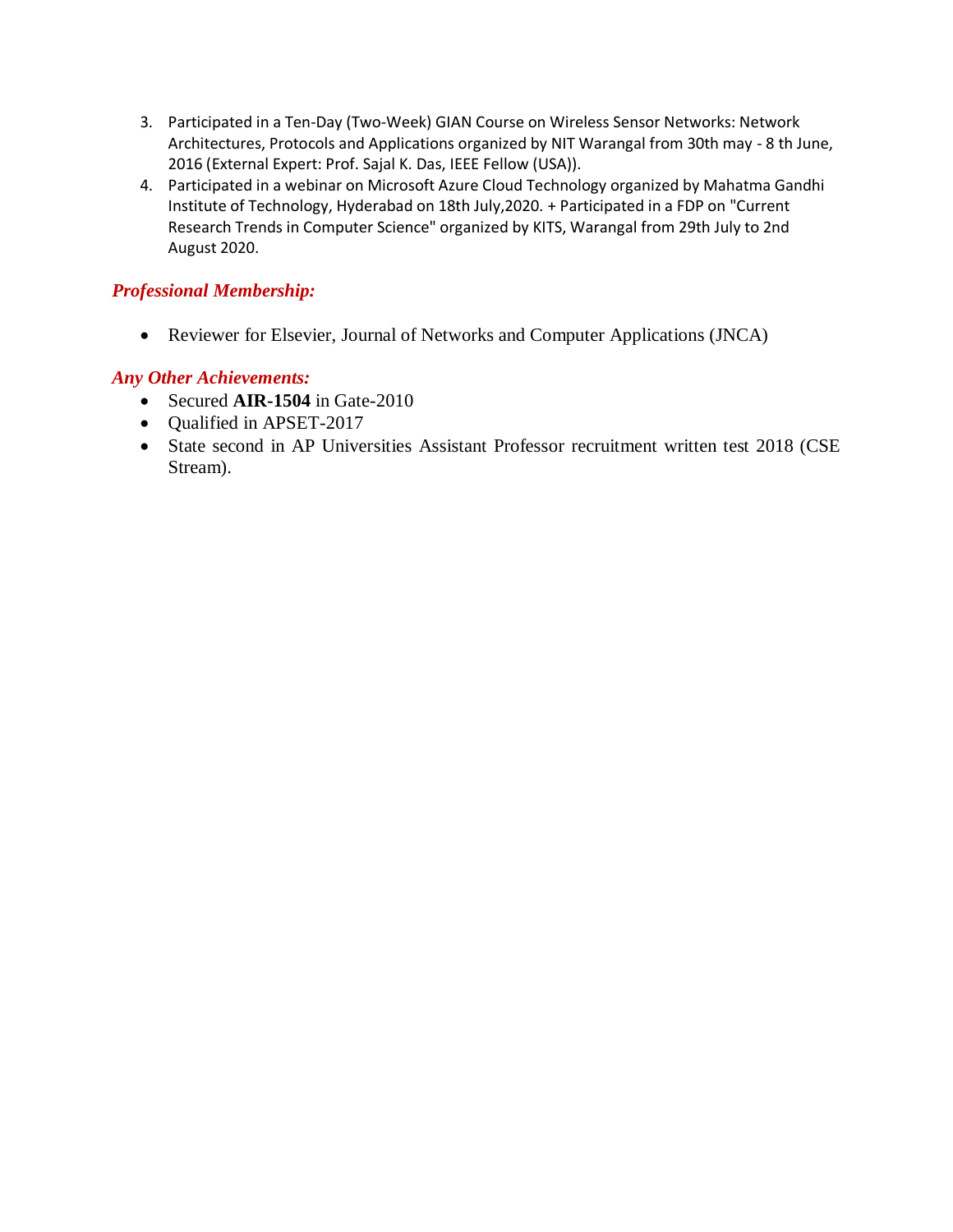3. Participated in a Ten-Day (Two-Week) GIAN Course on Wireless Sensor Networks: Network Architectures, Protocols and Applications organized by NIT Warangal from 30th may - 8 th June, 2016 (External Expert: Prof. Sajal K. Das, IEEE Fellow (USA)).
4. Participated in a webinar on Microsoft Azure Cloud Technology organized by Mahatma Gandhi Institute of Technology, Hyderabad on 18th July,2020. + Participated in a FDP on "Current Research Trends in Computer Science" organized by KITS, Warangal from 29th July to 2nd August 2020.

### *Professional Membership:*

- Reviewer for Elsevier, Journal of Networks and Computer Applications (JNCA)

### *Any Other Achievements:*

- Secured **AIR-1504** in Gate-2010
- Qualified in APSET-2017
- State second in AP Universities Assistant Professor recruitment written test 2018 (CSE Stream).